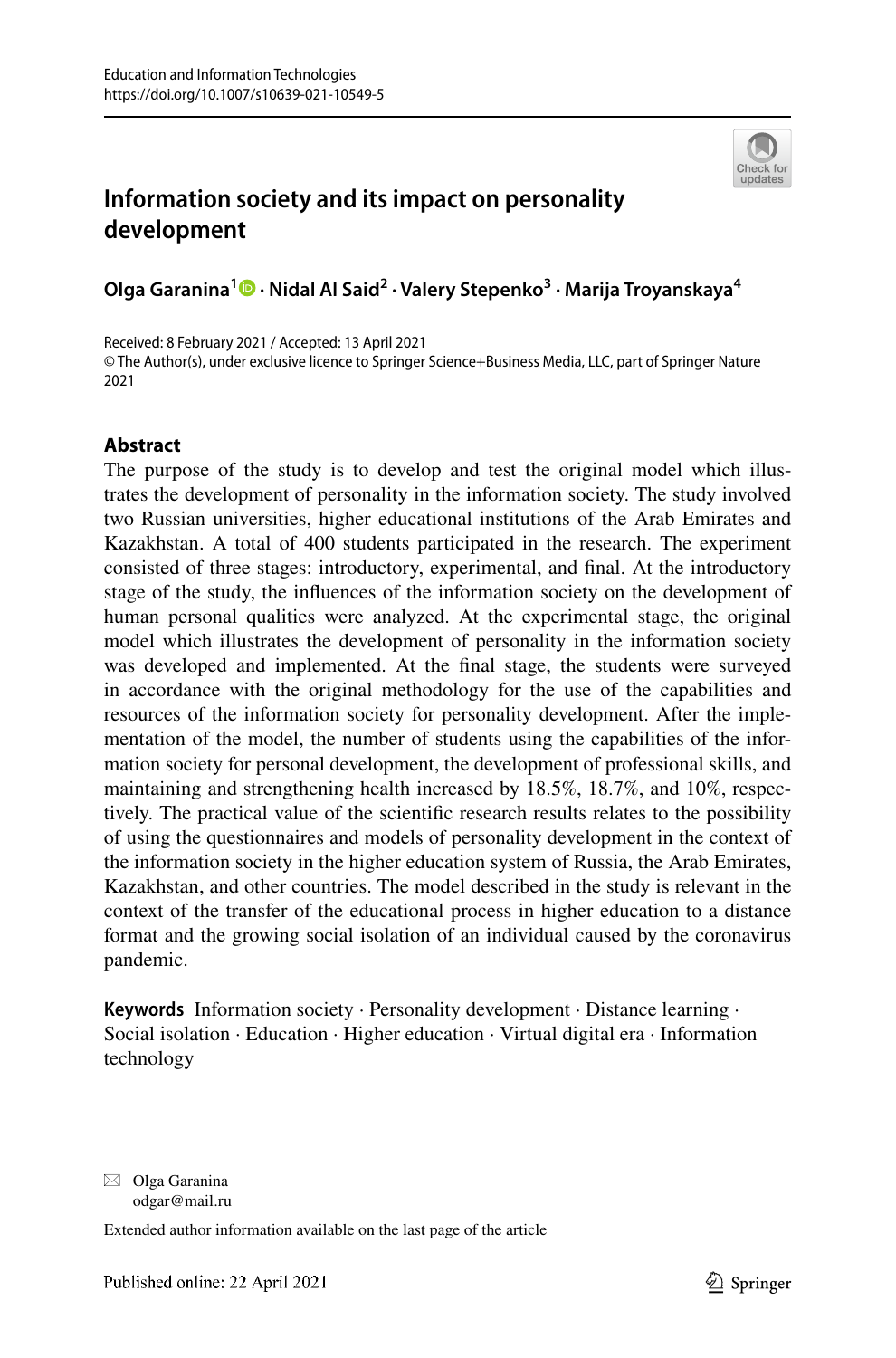# Information society and its impact on personality development

**Olga Garanina[1] · Nidal Al Said[2] · Valery Stepenko[3] · Marija Troyanskaya[4]**

Received: 8 February 2021 / Accepted: 13 April 2021
© The Author(s), under exclusive licence to Springer Science+Business Media, LLC, part of Springer Nature 2021

## Abstract

The purpose of the study is to develop and test the original model which illustrates the development of personality in the information society. The study involved two Russian universities, higher educational institutions of the Arab Emirates and Kazakhstan. A total of 400 students participated in the research. The experiment consisted of three stages: introductory, experimental, and final. At the introductory stage of the study, the influences of the information society on the development of human personal qualities were analyzed. At the experimental stage, the original model which illustrates the development of personality in the information society was developed and implemented. At the final stage, the students were surveyed in accordance with the original methodology for the use of the capabilities and resources of the information society for personality development. After the implementation of the model, the number of students using the capabilities of the information society for personal development, the development of professional skills, and maintaining and strengthening health increased by 18.5%, 18.7%, and 10%, respectively. The practical value of the scientific research results relates to the possibility of using the questionnaires and models of personality development in the context of the information society in the higher education system of Russia, the Arab Emirates, Kazakhstan, and other countries. The model described in the study is relevant in the context of the transfer of the educational process in higher education to a distance format and the growing social isolation of an individual caused by the coronavirus pandemic.

**Keywords** Information society · Personality development · Distance learning · Social isolation · Education · Higher education · Virtual digital era · Information technology

✉ Olga Garanina
odgar@mail.ru

Extended author information available on the last page of the article

Published online: 22 April 2021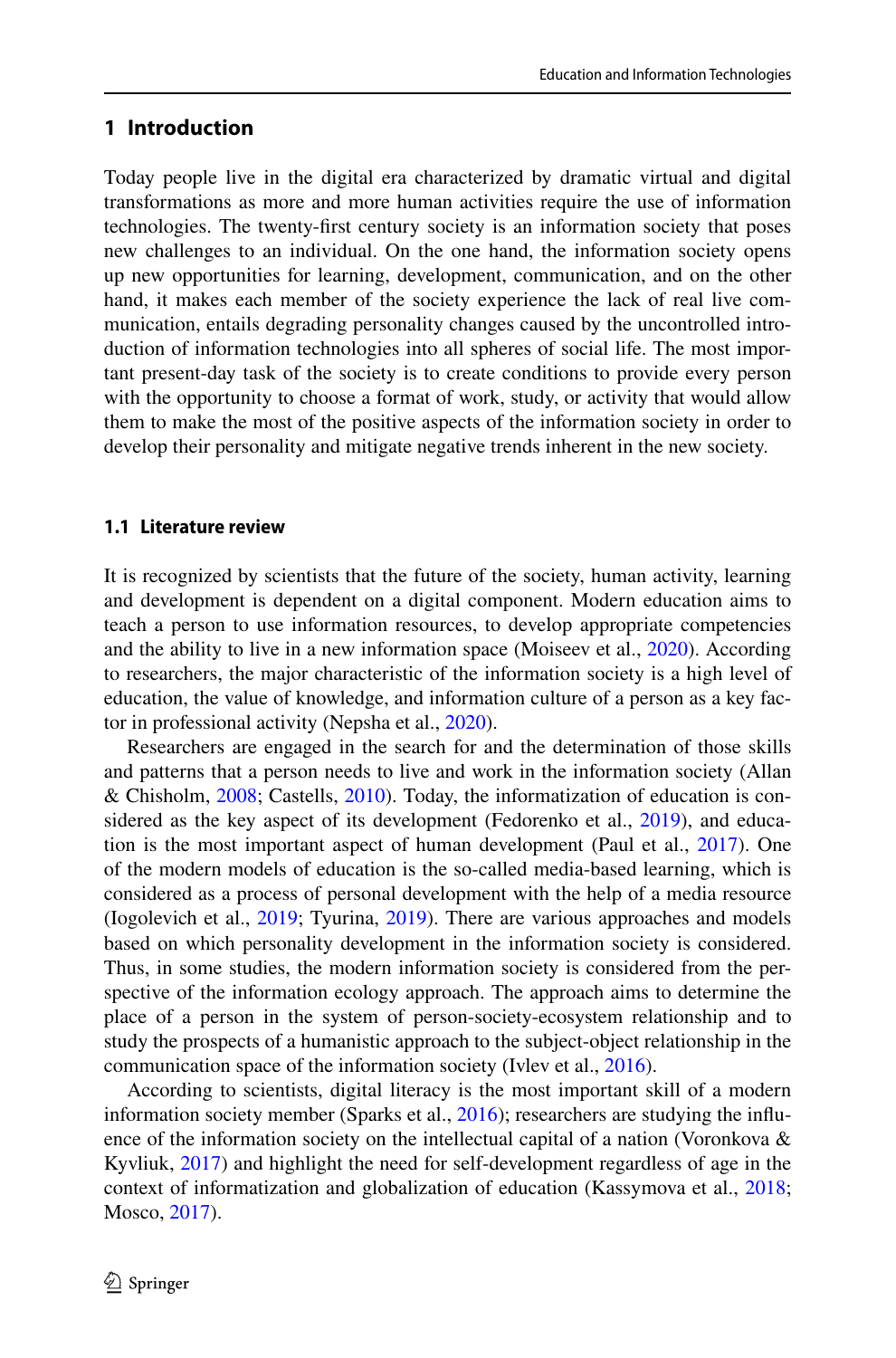## 1 Introduction

Today people live in the digital era characterized by dramatic virtual and digital transformations as more and more human activities require the use of information technologies. The twenty-first century society is an information society that poses new challenges to an individual. On the one hand, the information society opens up new opportunities for learning, development, communication, and on the other hand, it makes each member of the society experience the lack of real live communication, entails degrading personality changes caused by the uncontrolled introduction of information technologies into all spheres of social life. The most important present-day task of the society is to create conditions to provide every person with the opportunity to choose a format of work, study, or activity that would allow them to make the most of the positive aspects of the information society in order to develop their personality and mitigate negative trends inherent in the new society.

### 1.1 Literature review

It is recognized by scientists that the future of the society, human activity, learning and development is dependent on a digital component. Modern education aims to teach a person to use information resources, to develop appropriate competencies and the ability to live in a new information space (Moiseev et al., 2020). According to researchers, the major characteristic of the information society is a high level of education, the value of knowledge, and information culture of a person as a key factor in professional activity (Nepsha et al., 2020).

Researchers are engaged in the search for and the determination of those skills and patterns that a person needs to live and work in the information society (Allan & Chisholm, 2008; Castells, 2010). Today, the informatization of education is considered as the key aspect of its development (Fedorenko et al., 2019), and education is the most important aspect of human development (Paul et al., 2017). One of the modern models of education is the so-called media-based learning, which is considered as a process of personal development with the help of a media resource (Iogolevich et al., 2019; Tyurina, 2019). There are various approaches and models based on which personality development in the information society is considered. Thus, in some studies, the modern information society is considered from the perspective of the information ecology approach. The approach aims to determine the place of a person in the system of person-society-ecosystem relationship and to study the prospects of a humanistic approach to the subject-object relationship in the communication space of the information society (Ivlev et al., 2016).

According to scientists, digital literacy is the most important skill of a modern information society member (Sparks et al., 2016); researchers are studying the influence of the information society on the intellectual capital of a nation (Voronkova & Kyvliuk, 2017) and highlight the need for self-development regardless of age in the context of informatization and globalization of education (Kassymova et al., 2018; Mosco, 2017).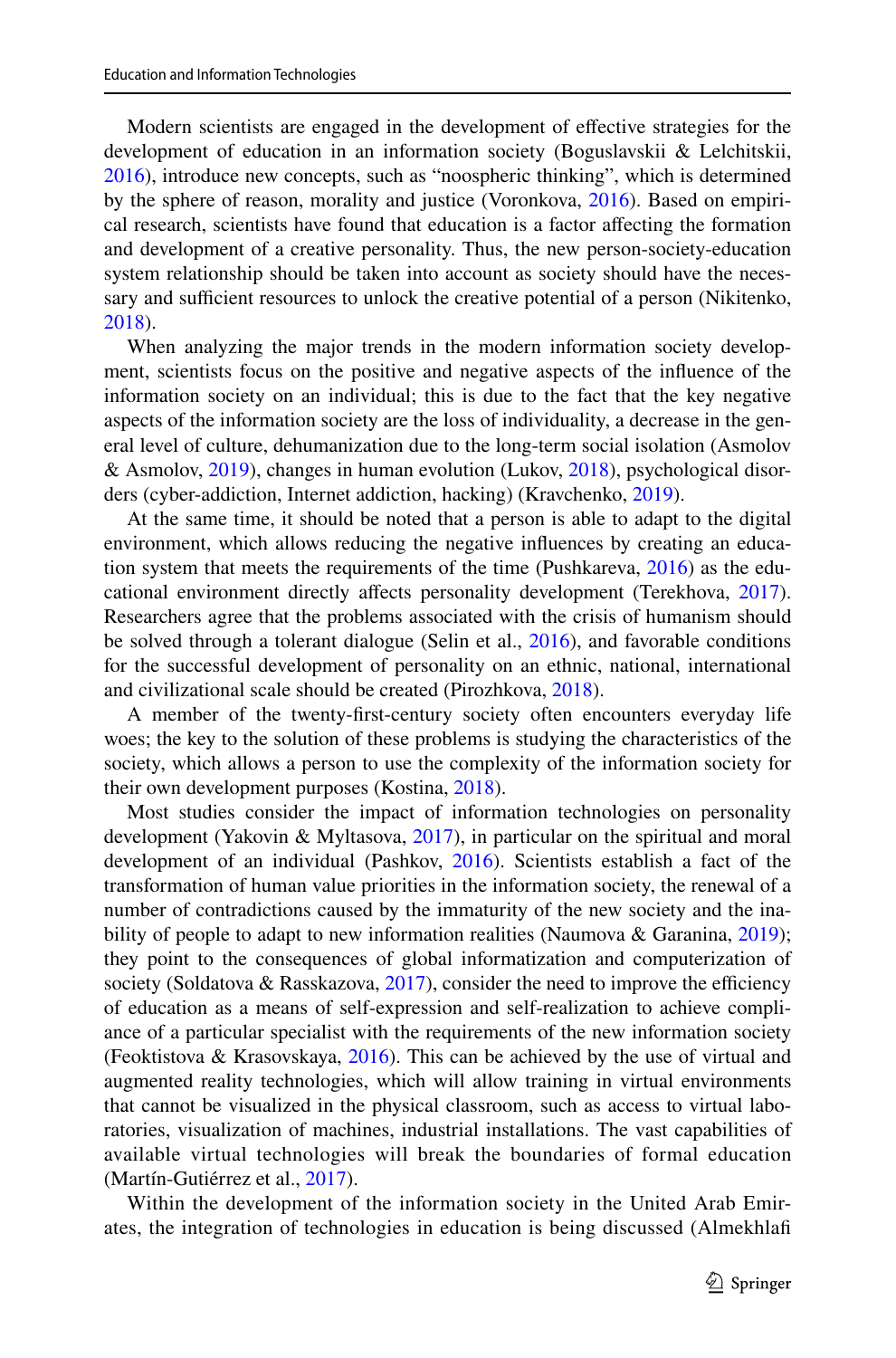Modern scientists are engaged in the development of effective strategies for the development of education in an information society (Boguslavskii & Lelchitskii, 2016), introduce new concepts, such as "noospheric thinking", which is determined by the sphere of reason, morality and justice (Voronkova, 2016). Based on empirical research, scientists have found that education is a factor affecting the formation and development of a creative personality. Thus, the new person-society-education system relationship should be taken into account as society should have the necessary and sufficient resources to unlock the creative potential of a person (Nikitenko, 2018).

When analyzing the major trends in the modern information society development, scientists focus on the positive and negative aspects of the influence of the information society on an individual; this is due to the fact that the key negative aspects of the information society are the loss of individuality, a decrease in the general level of culture, dehumanization due to the long-term social isolation (Asmolov & Asmolov, 2019), changes in human evolution (Lukov, 2018), psychological disorders (cyber-addiction, Internet addiction, hacking) (Kravchenko, 2019).

At the same time, it should be noted that a person is able to adapt to the digital environment, which allows reducing the negative influences by creating an education system that meets the requirements of the time (Pushkareva, 2016) as the educational environment directly affects personality development (Terekhova, 2017). Researchers agree that the problems associated with the crisis of humanism should be solved through a tolerant dialogue (Selin et al., 2016), and favorable conditions for the successful development of personality on an ethnic, national, international and civilizational scale should be created (Pirozhkova, 2018).

A member of the twenty-first-century society often encounters everyday life woes; the key to the solution of these problems is studying the characteristics of the society, which allows a person to use the complexity of the information society for their own development purposes (Kostina, 2018).

Most studies consider the impact of information technologies on personality development (Yakovin & Myltasova, 2017), in particular on the spiritual and moral development of an individual (Pashkov, 2016). Scientists establish a fact of the transformation of human value priorities in the information society, the renewal of a number of contradictions caused by the immaturity of the new society and the inability of people to adapt to new information realities (Naumova & Garanina, 2019); they point to the consequences of global informatization and computerization of society (Soldatova & Rasskazova, 2017), consider the need to improve the efficiency of education as a means of self-expression and self-realization to achieve compliance of a particular specialist with the requirements of the new information society (Feoktistova & Krasovskaya, 2016). This can be achieved by the use of virtual and augmented reality technologies, which will allow training in virtual environments that cannot be visualized in the physical classroom, such as access to virtual laboratories, visualization of machines, industrial installations. The vast capabilities of available virtual technologies will break the boundaries of formal education (Martín-Gutiérrez et al., 2017).

Within the development of the information society in the United Arab Emirates, the integration of technologies in education is being discussed (Almekhlafi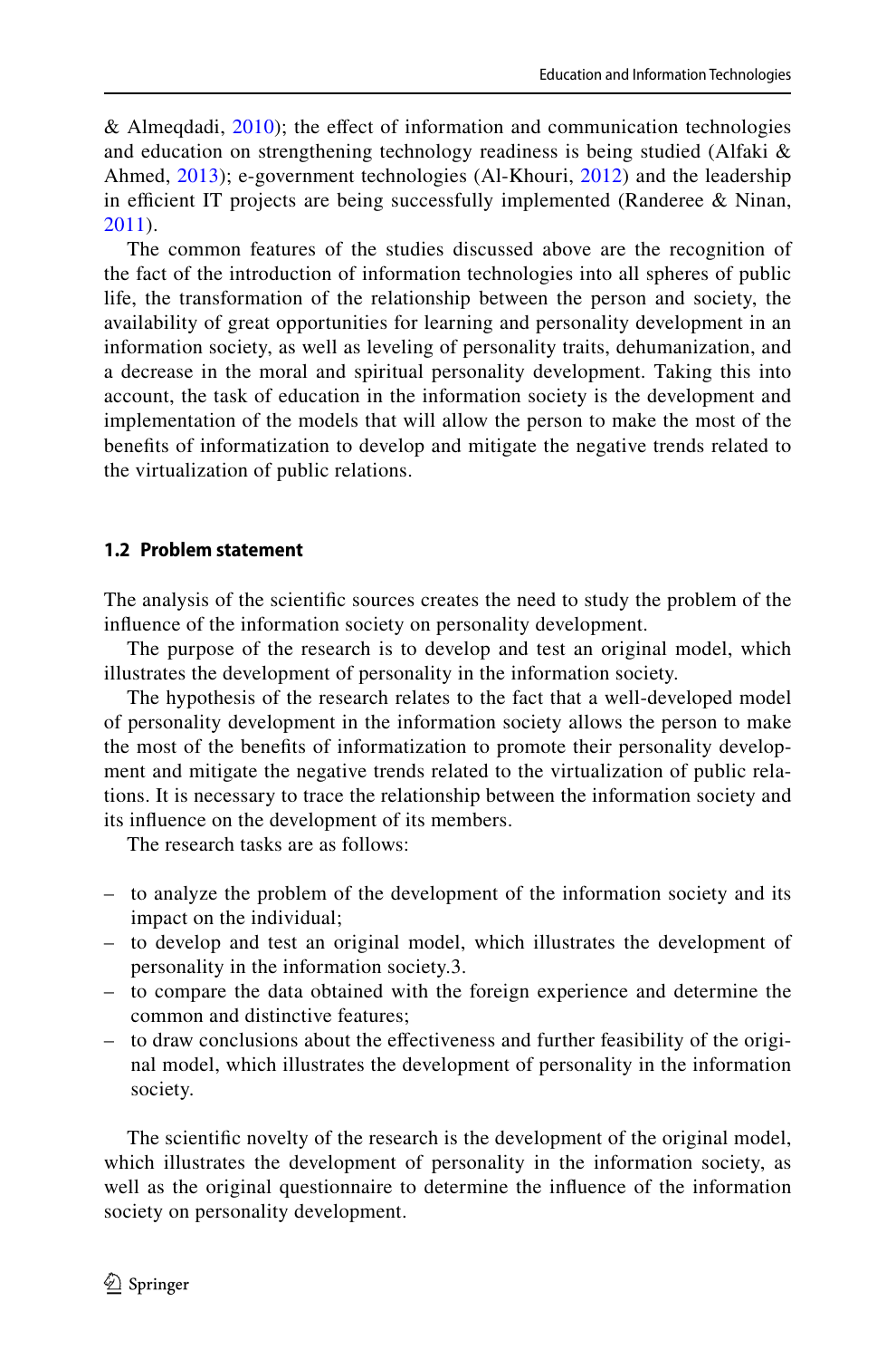& Almeqdadi, 2010); the effect of information and communication technologies and education on strengthening technology readiness is being studied (Alfaki & Ahmed, 2013); e-government technologies (Al-Khouri, 2012) and the leadership in efficient IT projects are being successfully implemented (Randeree & Ninan, 2011).

The common features of the studies discussed above are the recognition of the fact of the introduction of information technologies into all spheres of public life, the transformation of the relationship between the person and society, the availability of great opportunities for learning and personality development in an information society, as well as leveling of personality traits, dehumanization, and a decrease in the moral and spiritual personality development. Taking this into account, the task of education in the information society is the development and implementation of the models that will allow the person to make the most of the benefits of informatization to develop and mitigate the negative trends related to the virtualization of public relations.

### 1.2 Problem statement

The analysis of the scientific sources creates the need to study the problem of the influence of the information society on personality development.

The purpose of the research is to develop and test an original model, which illustrates the development of personality in the information society.

The hypothesis of the research relates to the fact that a well-developed model of personality development in the information society allows the person to make the most of the benefits of informatization to promote their personality development and mitigate the negative trends related to the virtualization of public relations. It is necessary to trace the relationship between the information society and its influence on the development of its members.

The research tasks are as follows:

- to analyze the problem of the development of the information society and its impact on the individual;
- to develop and test an original model, which illustrates the development of personality in the information society.3.
- to compare the data obtained with the foreign experience and determine the common and distinctive features;
- to draw conclusions about the effectiveness and further feasibility of the original model, which illustrates the development of personality in the information society.

The scientific novelty of the research is the development of the original model, which illustrates the development of personality in the information society, as well as the original questionnaire to determine the influence of the information society on personality development.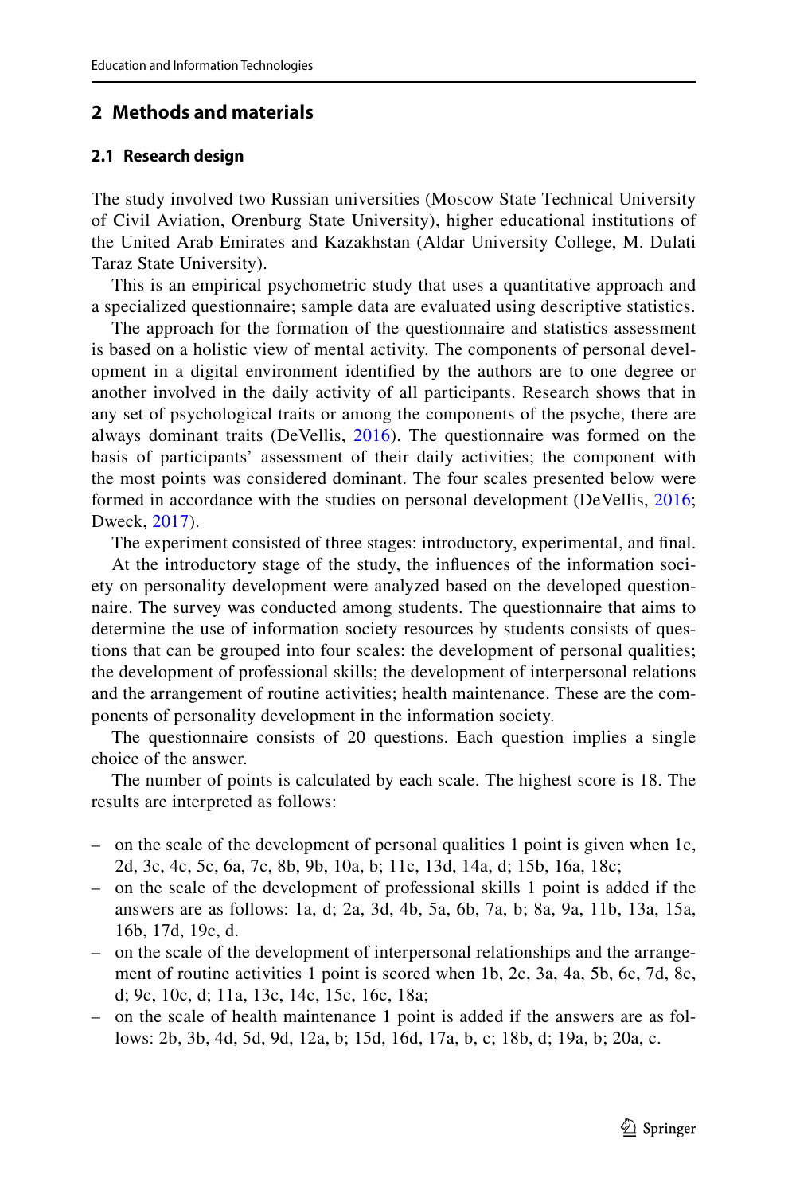## 2 Methods and materials

### 2.1 Research design

The study involved two Russian universities (Moscow State Technical University of Civil Aviation, Orenburg State University), higher educational institutions of the United Arab Emirates and Kazakhstan (Aldar University College, M. Dulati Taraz State University).

This is an empirical psychometric study that uses a quantitative approach and a specialized questionnaire; sample data are evaluated using descriptive statistics.

The approach for the formation of the questionnaire and statistics assessment is based on a holistic view of mental activity. The components of personal development in a digital environment identified by the authors are to one degree or another involved in the daily activity of all participants. Research shows that in any set of psychological traits or among the components of the psyche, there are always dominant traits (DeVellis, 2016). The questionnaire was formed on the basis of participants' assessment of their daily activities; the component with the most points was considered dominant. The four scales presented below were formed in accordance with the studies on personal development (DeVellis, 2016; Dweck, 2017).

The experiment consisted of three stages: introductory, experimental, and final.

At the introductory stage of the study, the influences of the information society on personality development were analyzed based on the developed questionnaire. The survey was conducted among students. The questionnaire that aims to determine the use of information society resources by students consists of questions that can be grouped into four scales: the development of personal qualities; the development of professional skills; the development of interpersonal relations and the arrangement of routine activities; health maintenance. These are the components of personality development in the information society.

The questionnaire consists of 20 questions. Each question implies a single choice of the answer.

The number of points is calculated by each scale. The highest score is 18. The results are interpreted as follows:

- on the scale of the development of personal qualities 1 point is given when 1c, 2d, 3c, 4c, 5c, 6a, 7c, 8b, 9b, 10a, b; 11c, 13d, 14a, d; 15b, 16a, 18c;
- on the scale of the development of professional skills 1 point is added if the answers are as follows: 1a, d; 2a, 3d, 4b, 5a, 6b, 7a, b; 8a, 9a, 11b, 13a, 15a, 16b, 17d, 19c, d.
- on the scale of the development of interpersonal relationships and the arrangement of routine activities 1 point is scored when 1b, 2c, 3a, 4a, 5b, 6c, 7d, 8c, d; 9c, 10c, d; 11a, 13c, 14c, 15c, 16c, 18a;
- on the scale of health maintenance 1 point is added if the answers are as follows: 2b, 3b, 4d, 5d, 9d, 12a, b; 15d, 16d, 17a, b, c; 18b, d; 19a, b; 20a, c.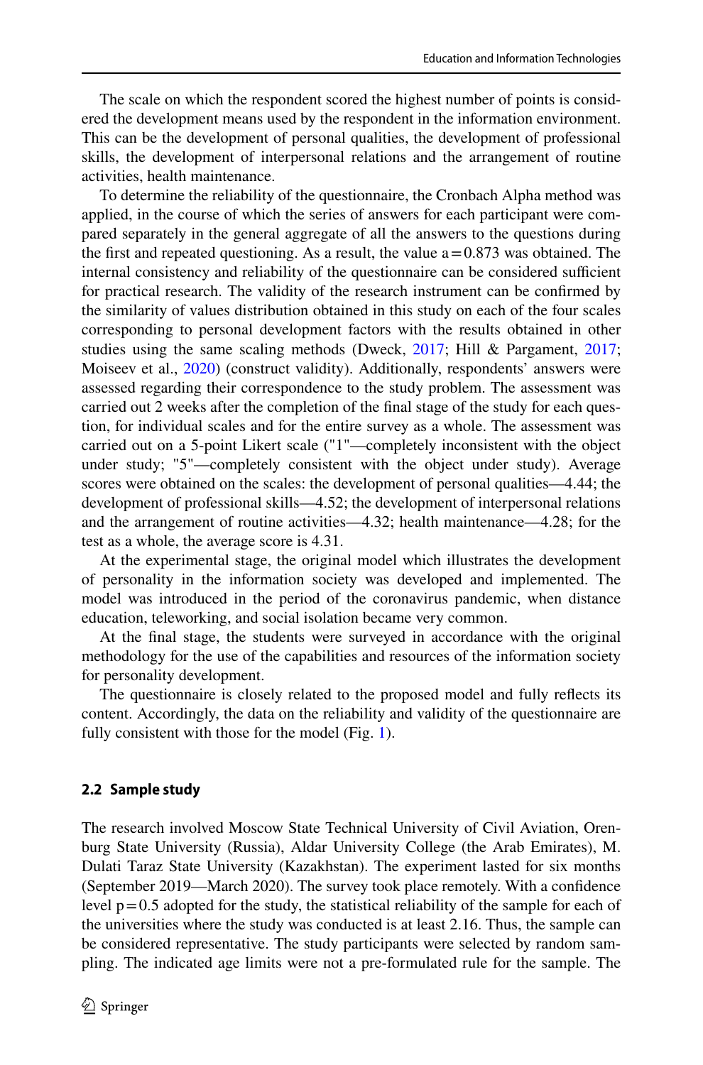The scale on which the respondent scored the highest number of points is considered the development means used by the respondent in the information environment. This can be the development of personal qualities, the development of professional skills, the development of interpersonal relations and the arrangement of routine activities, health maintenance.

To determine the reliability of the questionnaire, the Cronbach Alpha method was applied, in the course of which the series of answers for each participant were compared separately in the general aggregate of all the answers to the questions during the first and repeated questioning. As a result, the value $a = 0.873$ was obtained. The internal consistency and reliability of the questionnaire can be considered sufficient for practical research. The validity of the research instrument can be confirmed by the similarity of values distribution obtained in this study on each of the four scales corresponding to personal development factors with the results obtained in other studies using the same scaling methods (Dweck, 2017; Hill & Pargament, 2017; Moiseev et al., 2020) (construct validity). Additionally, respondents' answers were assessed regarding their correspondence to the study problem. The assessment was carried out 2 weeks after the completion of the final stage of the study for each question, for individual scales and for the entire survey as a whole. The assessment was carried out on a 5-point Likert scale ("1"—completely inconsistent with the object under study; "5"—completely consistent with the object under study). Average scores were obtained on the scales: the development of personal qualities—4.44; the development of professional skills—4.52; the development of interpersonal relations and the arrangement of routine activities—4.32; health maintenance—4.28; for the test as a whole, the average score is 4.31.

At the experimental stage, the original model which illustrates the development of personality in the information society was developed and implemented. The model was introduced in the period of the coronavirus pandemic, when distance education, teleworking, and social isolation became very common.

At the final stage, the students were surveyed in accordance with the original methodology for the use of the capabilities and resources of the information society for personality development.

The questionnaire is closely related to the proposed model and fully reflects its content. Accordingly, the data on the reliability and validity of the questionnaire are fully consistent with those for the model (Fig. 1).

### 2.2 Sample study

The research involved Moscow State Technical University of Civil Aviation, Orenburg State University (Russia), Aldar University College (the Arab Emirates), M. Dulati Taraz State University (Kazakhstan). The experiment lasted for six months (September 2019—March 2020). The survey took place remotely. With a confidence level $p = 0.5$ adopted for the study, the statistical reliability of the sample for each of the universities where the study was conducted is at least 2.16. Thus, the sample can be considered representative. The study participants were selected by random sampling. The indicated age limits were not a pre-formulated rule for the sample. The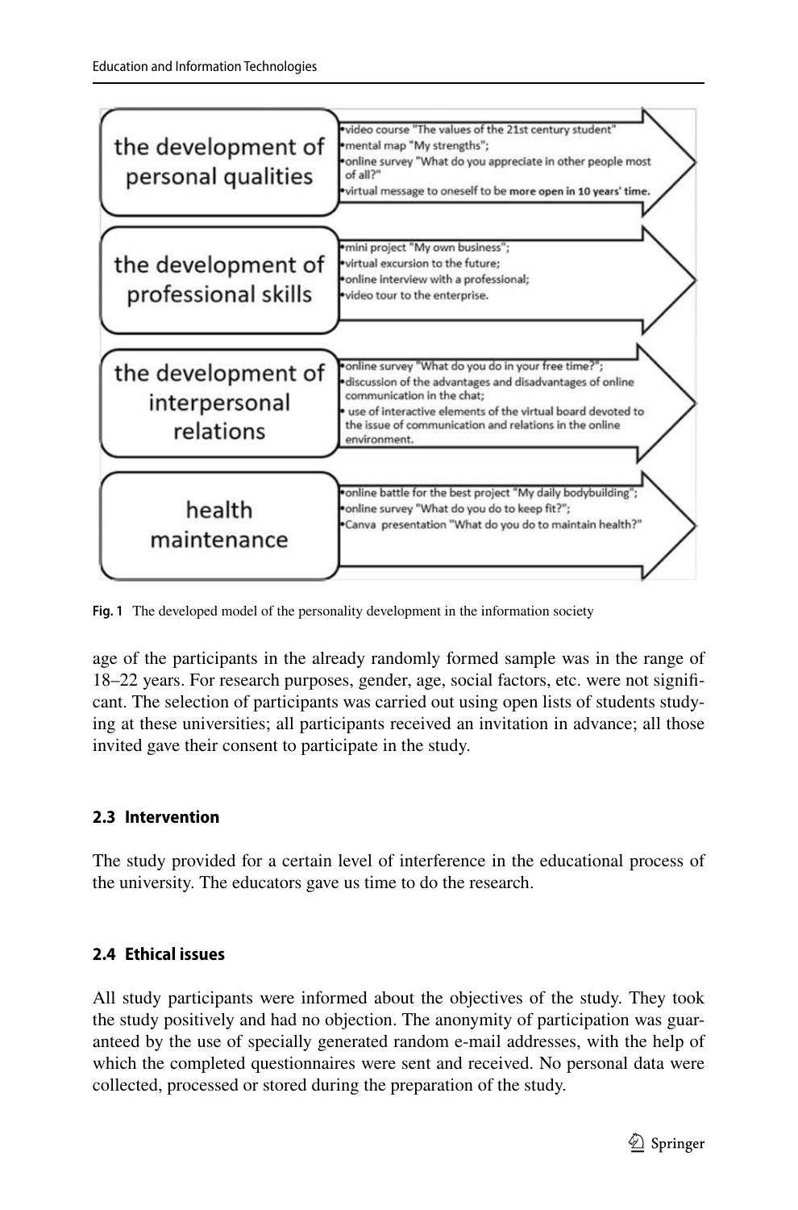| | |
|---|---|
| the development of personal qualities | • video course "The values of the 21st century student"<br>• mental map "My strengths";<br>• online survey "What do you appreciate in other people most of all?"<br>• virtual message to oneself to be **more open in 10 years' time.** |
| the development of professional skills | • mini project "My own business";<br>• virtual excursion to the future;<br>• online interview with a professional;<br>• video tour to the enterprise. |
| the development of interpersonal relations | • online survey "What do you do in your free time?";<br>• discussion of the advantages and disadvantages of online communication in the chat;<br>• use of interactive elements of the virtual board devoted to the issue of communication and relations in the online environment. |
| health maintenance | • online battle for the best project "My daily bodybuilding";<br>• online survey "What do you do to keep fit?";<br>• Canva presentation "What do you do to maintain health?" |

**Fig. 1** The developed model of the personality development in the information society

age of the participants in the already randomly formed sample was in the range of 18–22 years. For research purposes, gender, age, social factors, etc. were not significant. The selection of participants was carried out using open lists of students studying at these universities; all participants received an invitation in advance; all those invited gave their consent to participate in the study.

### 2.3 Intervention

The study provided for a certain level of interference in the educational process of the university. The educators gave us time to do the research.

### 2.4 Ethical issues

All study participants were informed about the objectives of the study. They took the study positively and had no objection. The anonymity of participation was guaranteed by the use of specially generated random e-mail addresses, with the help of which the completed questionnaires were sent and received. No personal data were collected, processed or stored during the preparation of the study.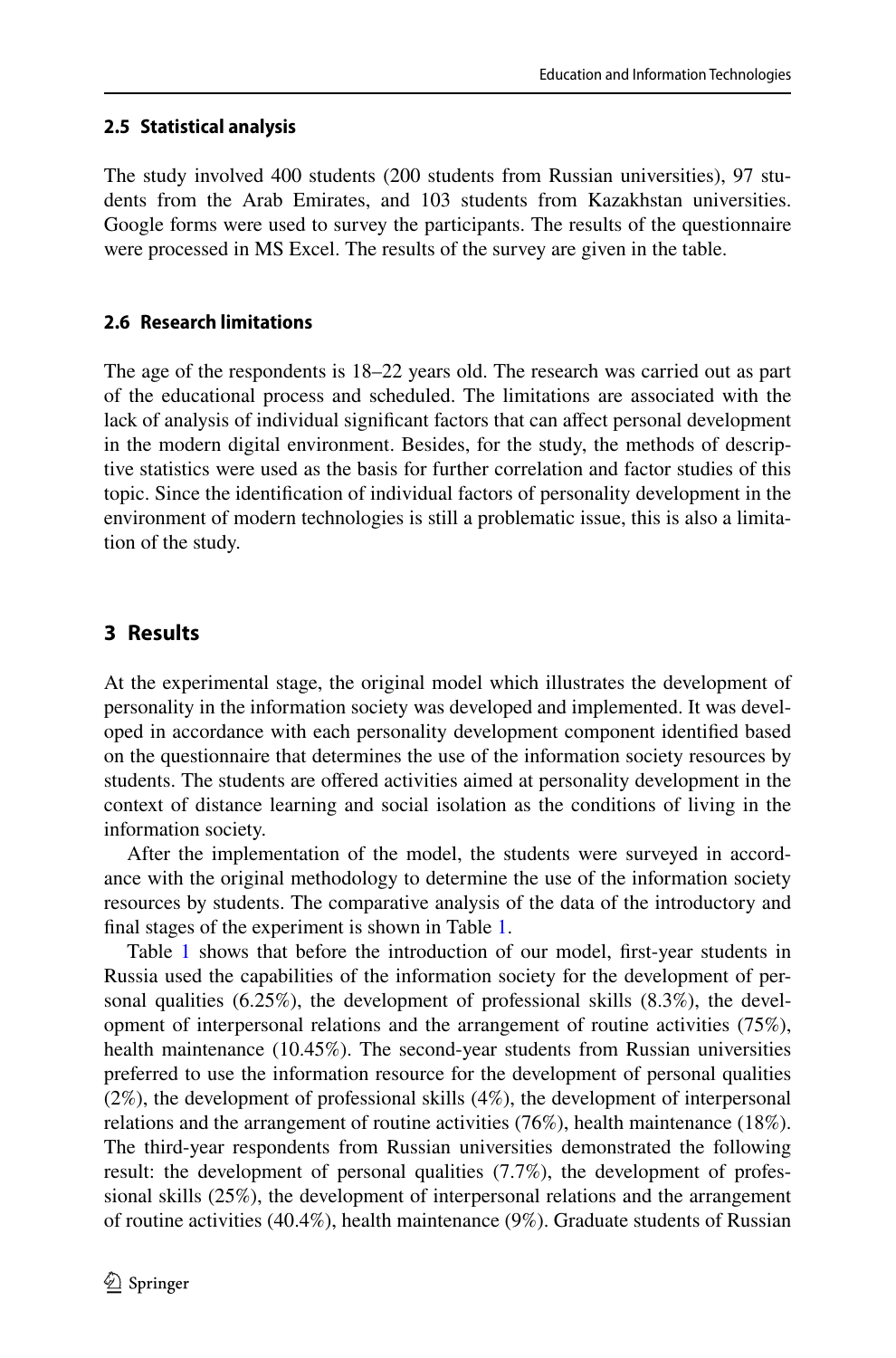### 2.5 Statistical analysis

The study involved 400 students (200 students from Russian universities), 97 students from the Arab Emirates, and 103 students from Kazakhstan universities. Google forms were used to survey the participants. The results of the questionnaire were processed in MS Excel. The results of the survey are given in the table.

### 2.6 Research limitations

The age of the respondents is 18–22 years old. The research was carried out as part of the educational process and scheduled. The limitations are associated with the lack of analysis of individual significant factors that can affect personal development in the modern digital environment. Besides, for the study, the methods of descriptive statistics were used as the basis for further correlation and factor studies of this topic. Since the identification of individual factors of personality development in the environment of modern technologies is still a problematic issue, this is also a limitation of the study.

## 3 Results

At the experimental stage, the original model which illustrates the development of personality in the information society was developed and implemented. It was developed in accordance with each personality development component identified based on the questionnaire that determines the use of the information society resources by students. The students are offered activities aimed at personality development in the context of distance learning and social isolation as the conditions of living in the information society.

After the implementation of the model, the students were surveyed in accordance with the original methodology to determine the use of the information society resources by students. The comparative analysis of the data of the introductory and final stages of the experiment is shown in Table 1.

Table 1 shows that before the introduction of our model, first-year students in Russia used the capabilities of the information society for the development of personal qualities (6.25%), the development of professional skills (8.3%), the development of interpersonal relations and the arrangement of routine activities (75%), health maintenance (10.45%). The second-year students from Russian universities preferred to use the information resource for the development of personal qualities (2%), the development of professional skills (4%), the development of interpersonal relations and the arrangement of routine activities (76%), health maintenance (18%). The third-year respondents from Russian universities demonstrated the following result: the development of personal qualities (7.7%), the development of professional skills (25%), the development of interpersonal relations and the arrangement of routine activities (40.4%), health maintenance (9%). Graduate students of Russian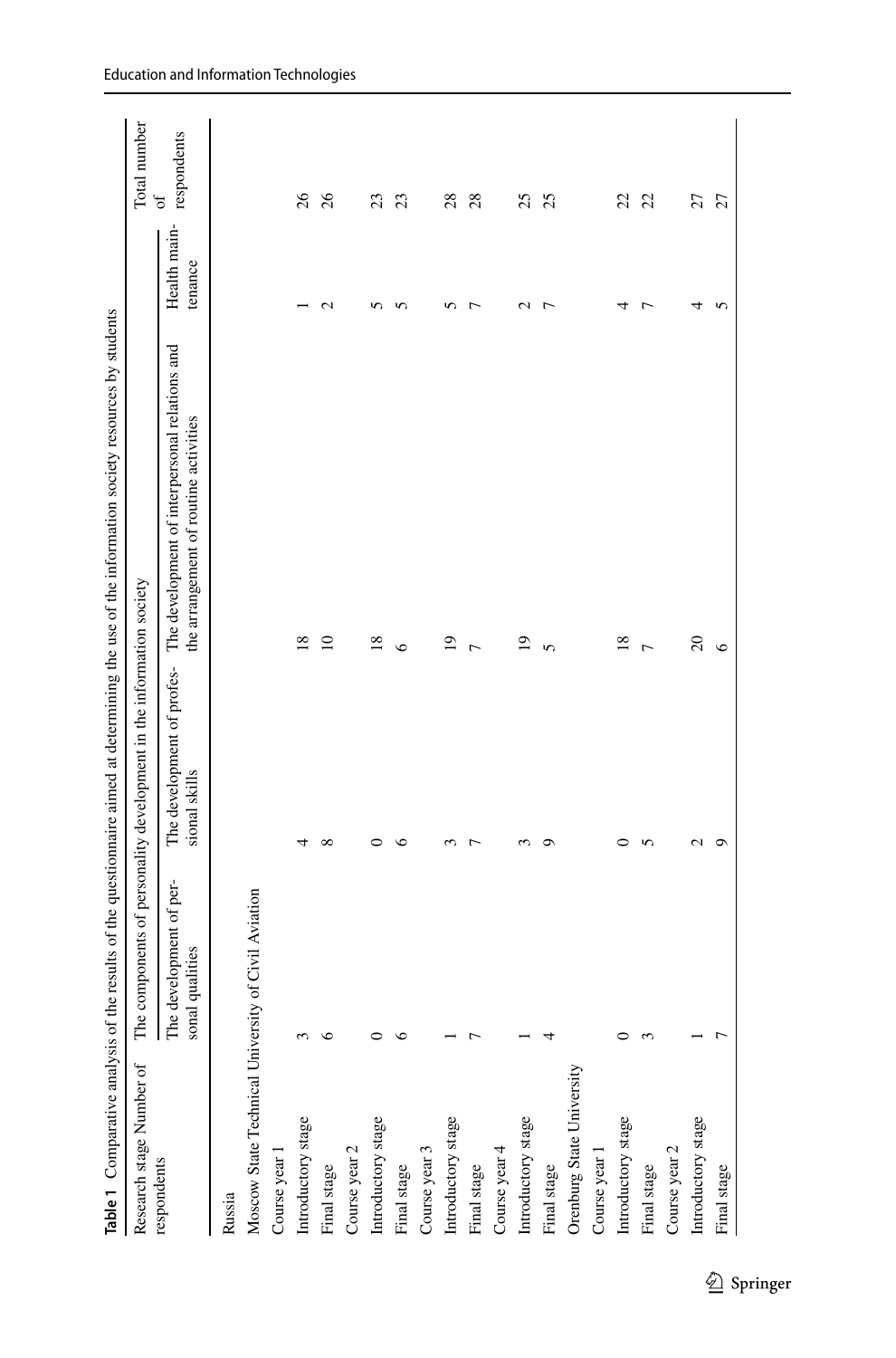**Table 1** Comparative analysis of the results of the questionnaire aimed at determining the use of the information society resources by students

| Research stage Number of respondents | The components of personality development in the information society | | | | Total number of respondents |
|---|---|---|---|---|---|
| | The development of personal qualities | The development of professional skills | The development of interpersonal relations and the arrangement of routine activities | Health maintenance | |
| Russia | | | | | |
| Moscow State Technical University of Civil Aviation | | | | | |
| Course year 1 | | | | | |
| Introductory stage | 3 | 4 | 18 | 1 | 26 |
| Final stage | 6 | 8 | 10 | 2 | 26 |
| Course year 2 | | | | | |
| Introductory stage | 0 | 0 | 18 | 5 | 23 |
| Final stage | 6 | 6 | 6 | 5 | 23 |
| Course year 3 | | | | | |
| Introductory stage | 1 | 3 | 19 | 5 | 28 |
| Final stage | 7 | 7 | 7 | 7 | 28 |
| Course year 4 | | | | | |
| Introductory stage | 1 | 3 | 19 | 2 | 25 |
| Final stage | 4 | 9 | 5 | 7 | 25 |
| Orenburg State University | | | | | |
| Course year 1 | | | | | |
| Introductory stage | 0 | 0 | 18 | 4 | 22 |
| Final stage | 3 | 5 | 7 | 7 | 22 |
| Course year 2 | | | | | |
| Introductory stage | 1 | 2 | 20 | 4 | 27 |
| Final stage | 7 | 9 | 6 | 5 | 27 |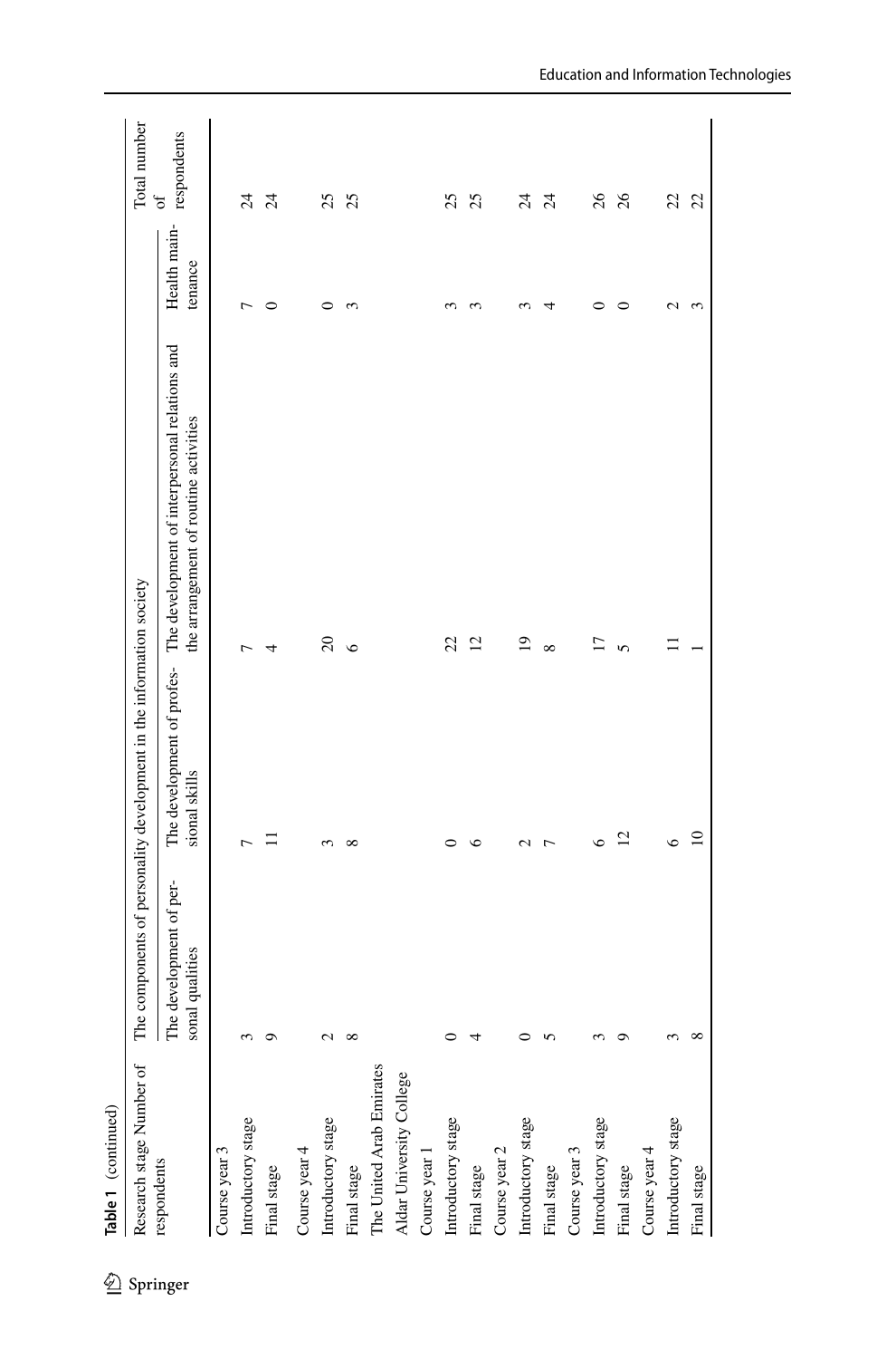**Table 1** (continued)

| Research stage Number of respondents | The components of personality development in the information society | | | | Total number of respondents |
|---|---|---|---|---|---|
| | The development of personal qualities | The development of professional skills | The development of interpersonal relations and the arrangement of routine activities | Health maintenance | |
| Course year 3 | | | | | |
| Introductory stage | 3 | 7 | 7 | 7 | 24 |
| Final stage | 9 | 11 | 4 | 0 | 24 |
| Course year 4 | | | | | |
| Introductory stage | 2 | 3 | 20 | 0 | 25 |
| Final stage | 8 | 8 | 6 | 3 | 25 |
| The United Arab Emirates | | | | | |
| Aldar University College | | | | | |
| Course year 1 | | | | | |
| Introductory stage | 0 | 0 | 22 | 3 | 25 |
| Final stage | 4 | 6 | 12 | 3 | 25 |
| Course year 2 | | | | | |
| Introductory stage | 0 | 2 | 19 | 3 | 24 |
| Final stage | 5 | 7 | 8 | 4 | 24 |
| Course year 3 | | | | | |
| Introductory stage | 3 | 6 | 17 | 0 | 26 |
| Final stage | 9 | 12 | 5 | 0 | 26 |
| Course year 4 | | | | | |
| Introductory stage | 3 | 6 | 11 | 2 | 22 |
| Final stage | 8 | 10 | 1 | 3 | 22 |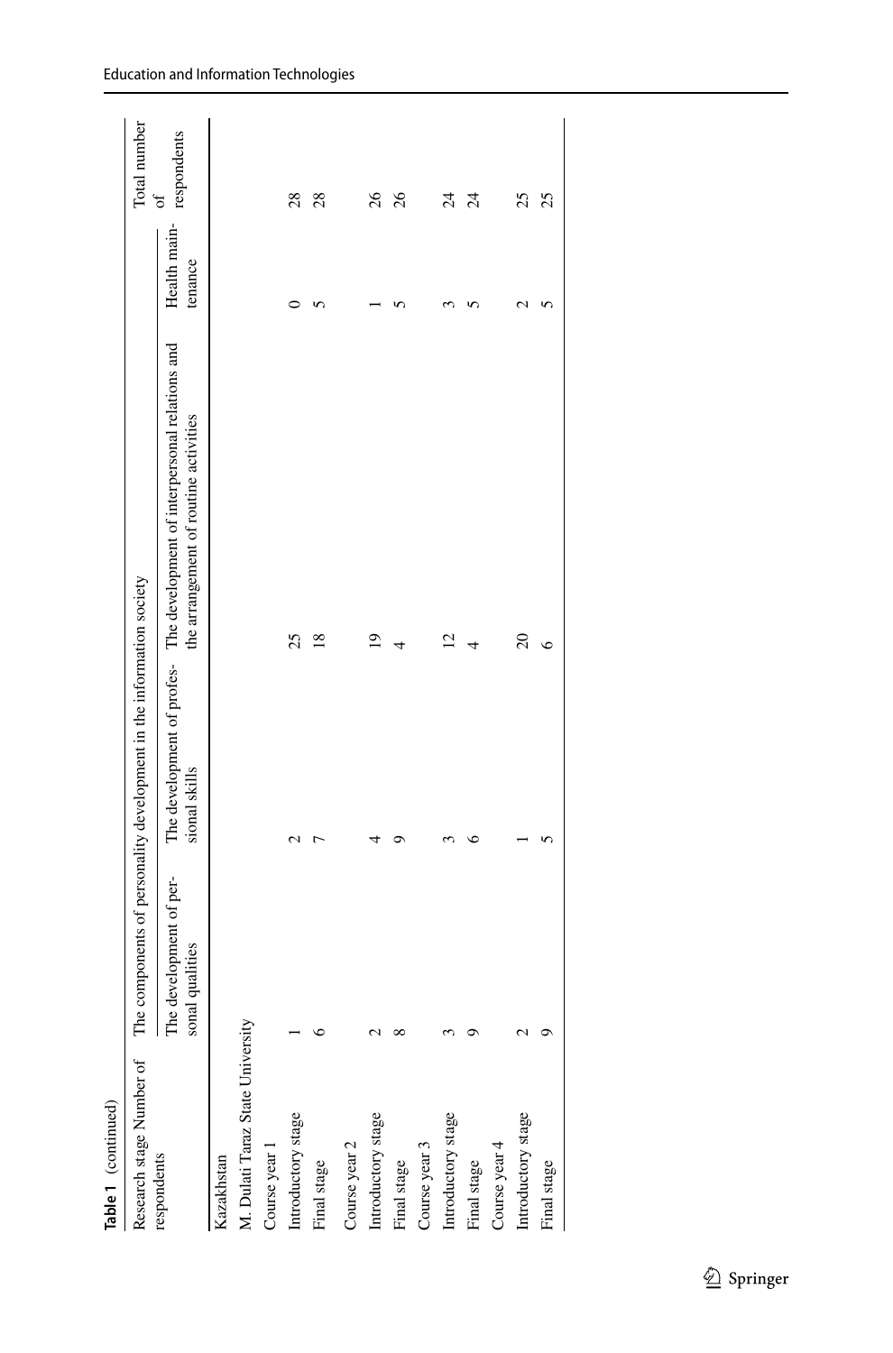Table 1 (continued)

| Research stage Number of respondents | The components of personality development in the information society | | | | Total number of respondents |
|---|---|---|---|---|---|
| | The development of personal qualities | The development of professional skills | The development of interpersonal relations and the arrangement of routine activities | Health maintenance | |
| Kazakhstan | | | | | |
| M. Dulati Taraz State University | | | | | |
| Course year 1 | | | | | |
| Introductory stage | 1 | 2 | 25 | 0 | 28 |
| Final stage | 6 | 7 | 18 | 5 | 28 |
| Course year 2 | | | | | |
| Introductory stage | 2 | 4 | 19 | 1 | 26 |
| Final stage | 8 | 9 | 4 | 5 | 26 |
| Course year 3 | | | | | |
| Introductory stage | 3 | 3 | 12 | 3 | 24 |
| Final stage | 9 | 6 | 4 | 5 | 24 |
| Course year 4 | | | | | |
| Introductory stage | 2 | 1 | 20 | 2 | 25 |
| Final stage | 9 | 5 | 6 | 5 | 25 |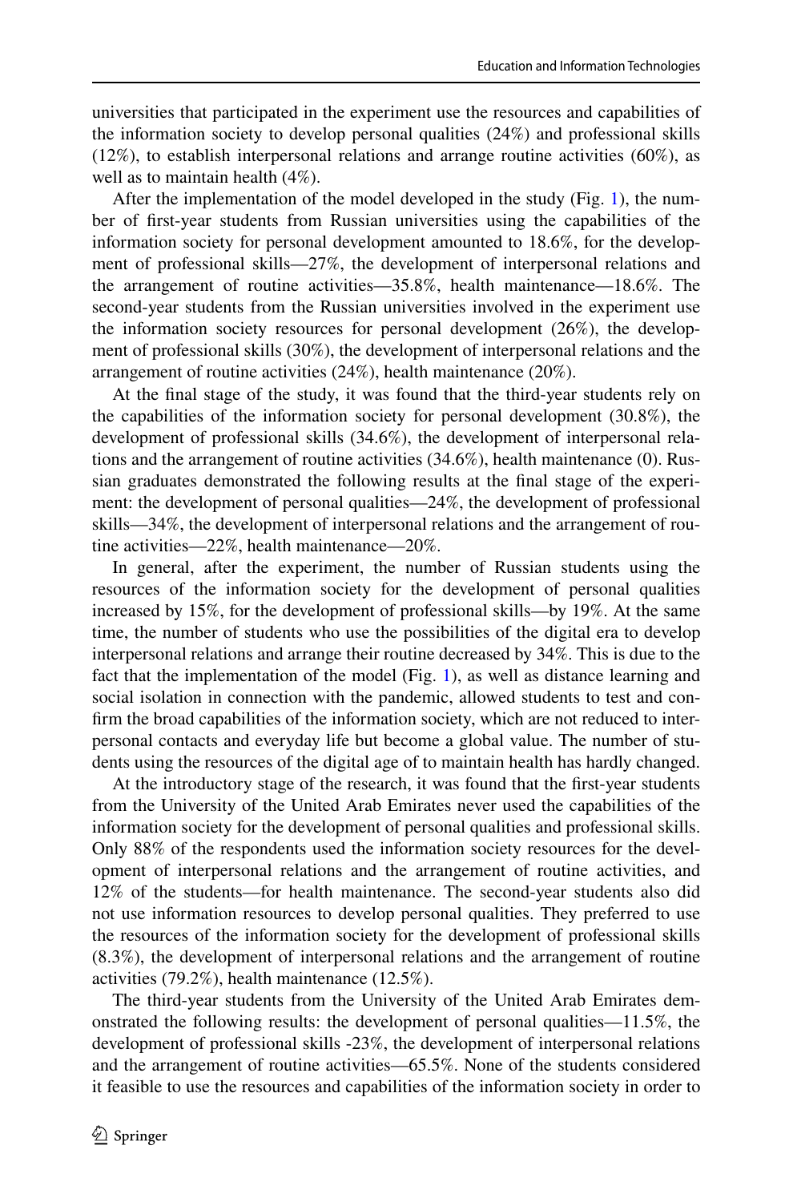universities that participated in the experiment use the resources and capabilities of the information society to develop personal qualities (24%) and professional skills (12%), to establish interpersonal relations and arrange routine activities (60%), as well as to maintain health (4%).

After the implementation of the model developed in the study (Fig. 1), the number of first-year students from Russian universities using the capabilities of the information society for personal development amounted to 18.6%, for the development of professional skills—27%, the development of interpersonal relations and the arrangement of routine activities—35.8%, health maintenance—18.6%. The second-year students from the Russian universities involved in the experiment use the information society resources for personal development (26%), the development of professional skills (30%), the development of interpersonal relations and the arrangement of routine activities (24%), health maintenance (20%).

At the final stage of the study, it was found that the third-year students rely on the capabilities of the information society for personal development (30.8%), the development of professional skills (34.6%), the development of interpersonal relations and the arrangement of routine activities (34.6%), health maintenance (0). Russian graduates demonstrated the following results at the final stage of the experiment: the development of personal qualities—24%, the development of professional skills—34%, the development of interpersonal relations and the arrangement of routine activities—22%, health maintenance—20%.

In general, after the experiment, the number of Russian students using the resources of the information society for the development of personal qualities increased by 15%, for the development of professional skills—by 19%. At the same time, the number of students who use the possibilities of the digital era to develop interpersonal relations and arrange their routine decreased by 34%. This is due to the fact that the implementation of the model (Fig. 1), as well as distance learning and social isolation in connection with the pandemic, allowed students to test and confirm the broad capabilities of the information society, which are not reduced to interpersonal contacts and everyday life but become a global value. The number of students using the resources of the digital age of to maintain health has hardly changed.

At the introductory stage of the research, it was found that the first-year students from the University of the United Arab Emirates never used the capabilities of the information society for the development of personal qualities and professional skills. Only 88% of the respondents used the information society resources for the development of interpersonal relations and the arrangement of routine activities, and 12% of the students—for health maintenance. The second-year students also did not use information resources to develop personal qualities. They preferred to use the resources of the information society for the development of professional skills (8.3%), the development of interpersonal relations and the arrangement of routine activities (79.2%), health maintenance (12.5%).

The third-year students from the University of the United Arab Emirates demonstrated the following results: the development of personal qualities—11.5%, the development of professional skills -23%, the development of interpersonal relations and the arrangement of routine activities—65.5%. None of the students considered it feasible to use the resources and capabilities of the information society in order to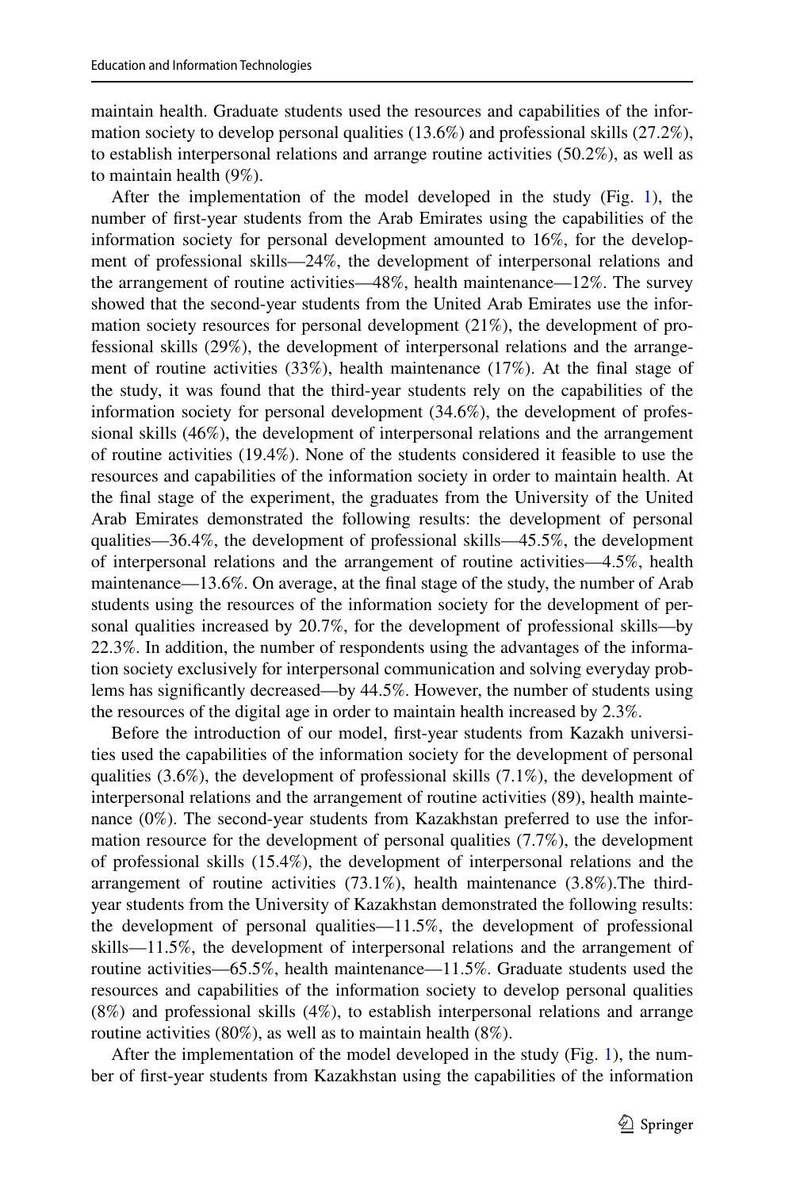maintain health. Graduate students used the resources and capabilities of the information society to develop personal qualities (13.6%) and professional skills (27.2%), to establish interpersonal relations and arrange routine activities (50.2%), as well as to maintain health (9%).

After the implementation of the model developed in the study (Fig. 1), the number of first-year students from the Arab Emirates using the capabilities of the information society for personal development amounted to 16%, for the development of professional skills—24%, the development of interpersonal relations and the arrangement of routine activities—48%, health maintenance—12%. The survey showed that the second-year students from the United Arab Emirates use the information society resources for personal development (21%), the development of professional skills (29%), the development of interpersonal relations and the arrangement of routine activities (33%), health maintenance (17%). At the final stage of the study, it was found that the third-year students rely on the capabilities of the information society for personal development (34.6%), the development of professional skills (46%), the development of interpersonal relations and the arrangement of routine activities (19.4%). None of the students considered it feasible to use the resources and capabilities of the information society in order to maintain health. At the final stage of the experiment, the graduates from the University of the United Arab Emirates demonstrated the following results: the development of personal qualities—36.4%, the development of professional skills—45.5%, the development of interpersonal relations and the arrangement of routine activities—4.5%, health maintenance—13.6%. On average, at the final stage of the study, the number of Arab students using the resources of the information society for the development of personal qualities increased by 20.7%, for the development of professional skills—by 22.3%. In addition, the number of respondents using the advantages of the information society exclusively for interpersonal communication and solving everyday problems has significantly decreased—by 44.5%. However, the number of students using the resources of the digital age in order to maintain health increased by 2.3%.

Before the introduction of our model, first-year students from Kazakh universities used the capabilities of the information society for the development of personal qualities (3.6%), the development of professional skills (7.1%), the development of interpersonal relations and the arrangement of routine activities (89), health maintenance (0%). The second-year students from Kazakhstan preferred to use the information resource for the development of personal qualities (7.7%), the development of professional skills (15.4%), the development of interpersonal relations and the arrangement of routine activities (73.1%), health maintenance (3.8%).The third-year students from the University of Kazakhstan demonstrated the following results: the development of personal qualities—11.5%, the development of professional skills—11.5%, the development of interpersonal relations and the arrangement of routine activities—65.5%, health maintenance—11.5%. Graduate students used the resources and capabilities of the information society to develop personal qualities (8%) and professional skills (4%), to establish interpersonal relations and arrange routine activities (80%), as well as to maintain health (8%).

After the implementation of the model developed in the study (Fig. 1), the number of first-year students from Kazakhstan using the capabilities of the information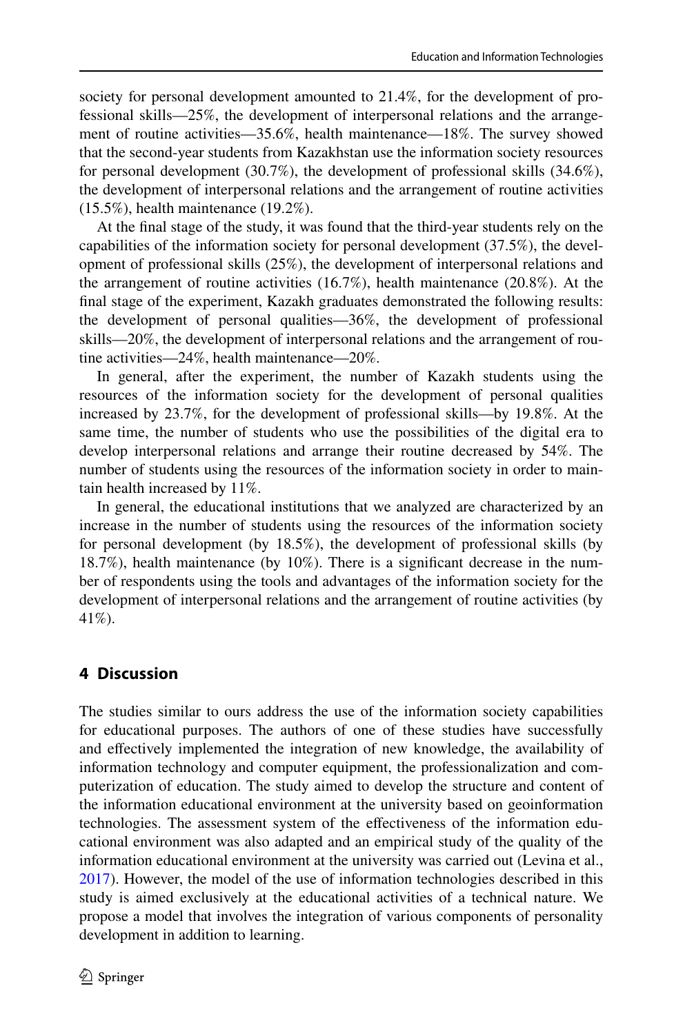society for personal development amounted to 21.4%, for the development of professional skills—25%, the development of interpersonal relations and the arrangement of routine activities—35.6%, health maintenance—18%. The survey showed that the second-year students from Kazakhstan use the information society resources for personal development (30.7%), the development of professional skills (34.6%), the development of interpersonal relations and the arrangement of routine activities (15.5%), health maintenance (19.2%).

At the final stage of the study, it was found that the third-year students rely on the capabilities of the information society for personal development (37.5%), the development of professional skills (25%), the development of interpersonal relations and the arrangement of routine activities (16.7%), health maintenance (20.8%). At the final stage of the experiment, Kazakh graduates demonstrated the following results: the development of personal qualities—36%, the development of professional skills—20%, the development of interpersonal relations and the arrangement of routine activities—24%, health maintenance—20%.

In general, after the experiment, the number of Kazakh students using the resources of the information society for the development of personal qualities increased by 23.7%, for the development of professional skills—by 19.8%. At the same time, the number of students who use the possibilities of the digital era to develop interpersonal relations and arrange their routine decreased by 54%. The number of students using the resources of the information society in order to maintain health increased by 11%.

In general, the educational institutions that we analyzed are characterized by an increase in the number of students using the resources of the information society for personal development (by 18.5%), the development of professional skills (by 18.7%), health maintenance (by 10%). There is a significant decrease in the number of respondents using the tools and advantages of the information society for the development of interpersonal relations and the arrangement of routine activities (by 41%).

## 4 Discussion

The studies similar to ours address the use of the information society capabilities for educational purposes. The authors of one of these studies have successfully and effectively implemented the integration of new knowledge, the availability of information technology and computer equipment, the professionalization and computerization of education. The study aimed to develop the structure and content of the information educational environment at the university based on geoinformation technologies. The assessment system of the effectiveness of the information educational environment was also adapted and an empirical study of the quality of the information educational environment at the university was carried out (Levina et al., 2017). However, the model of the use of information technologies described in this study is aimed exclusively at the educational activities of a technical nature. We propose a model that involves the integration of various components of personality development in addition to learning.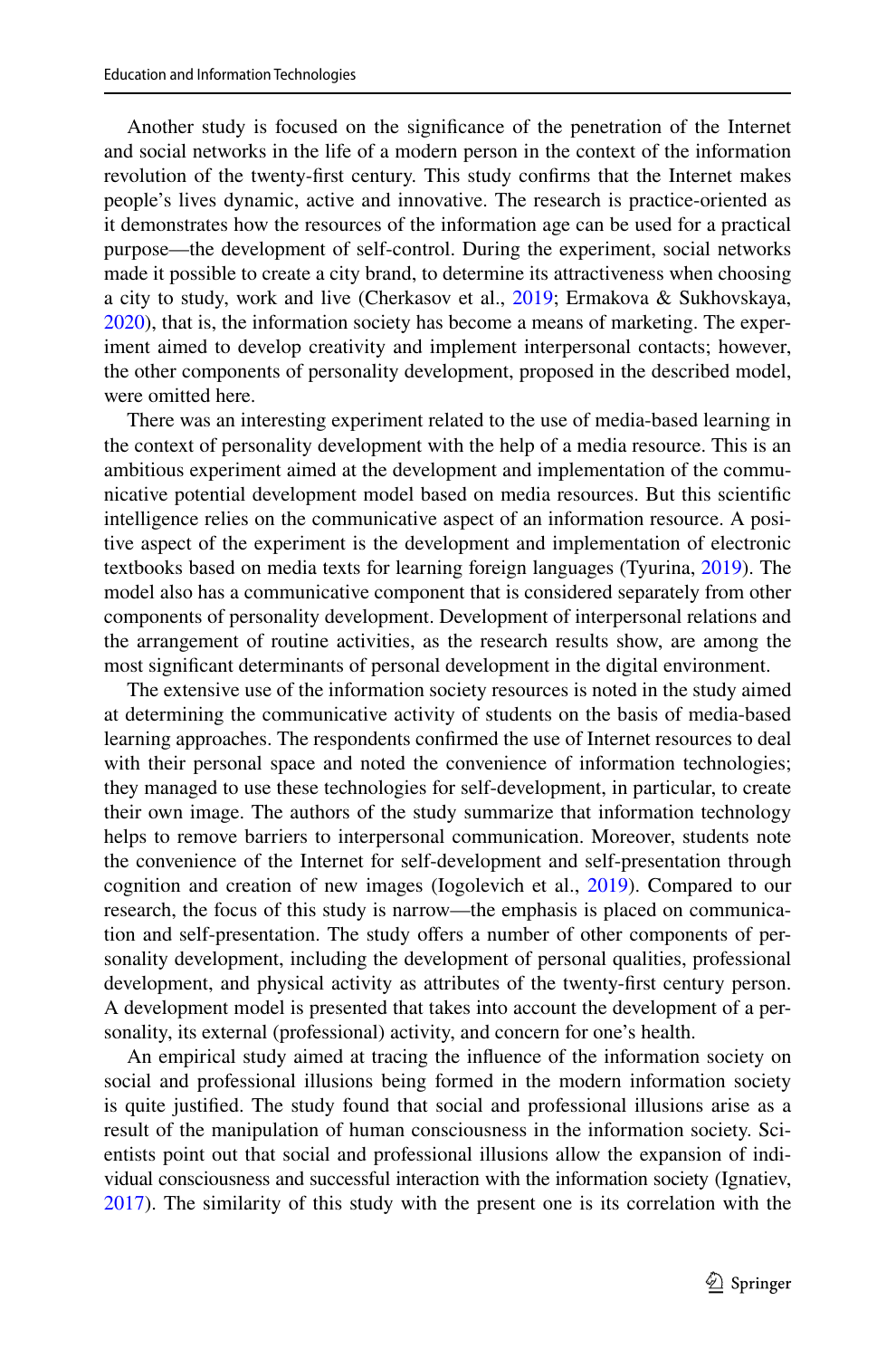Another study is focused on the significance of the penetration of the Internet and social networks in the life of a modern person in the context of the information revolution of the twenty-first century. This study confirms that the Internet makes people's lives dynamic, active and innovative. The research is practice-oriented as it demonstrates how the resources of the information age can be used for a practical purpose—the development of self-control. During the experiment, social networks made it possible to create a city brand, to determine its attractiveness when choosing a city to study, work and live (Cherkasov et al., 2019; Ermakova & Sukhovskaya, 2020), that is, the information society has become a means of marketing. The experiment aimed to develop creativity and implement interpersonal contacts; however, the other components of personality development, proposed in the described model, were omitted here.

There was an interesting experiment related to the use of media-based learning in the context of personality development with the help of a media resource. This is an ambitious experiment aimed at the development and implementation of the communicative potential development model based on media resources. But this scientific intelligence relies on the communicative aspect of an information resource. A positive aspect of the experiment is the development and implementation of electronic textbooks based on media texts for learning foreign languages (Tyurina, 2019). The model also has a communicative component that is considered separately from other components of personality development. Development of interpersonal relations and the arrangement of routine activities, as the research results show, are among the most significant determinants of personal development in the digital environment.

The extensive use of the information society resources is noted in the study aimed at determining the communicative activity of students on the basis of media-based learning approaches. The respondents confirmed the use of Internet resources to deal with their personal space and noted the convenience of information technologies; they managed to use these technologies for self-development, in particular, to create their own image. The authors of the study summarize that information technology helps to remove barriers to interpersonal communication. Moreover, students note the convenience of the Internet for self-development and self-presentation through cognition and creation of new images (Iogolevich et al., 2019). Compared to our research, the focus of this study is narrow—the emphasis is placed on communication and self-presentation. The study offers a number of other components of personality development, including the development of personal qualities, professional development, and physical activity as attributes of the twenty-first century person. A development model is presented that takes into account the development of a personality, its external (professional) activity, and concern for one's health.

An empirical study aimed at tracing the influence of the information society on social and professional illusions being formed in the modern information society is quite justified. The study found that social and professional illusions arise as a result of the manipulation of human consciousness in the information society. Scientists point out that social and professional illusions allow the expansion of individual consciousness and successful interaction with the information society (Ignatiev, 2017). The similarity of this study with the present one is its correlation with the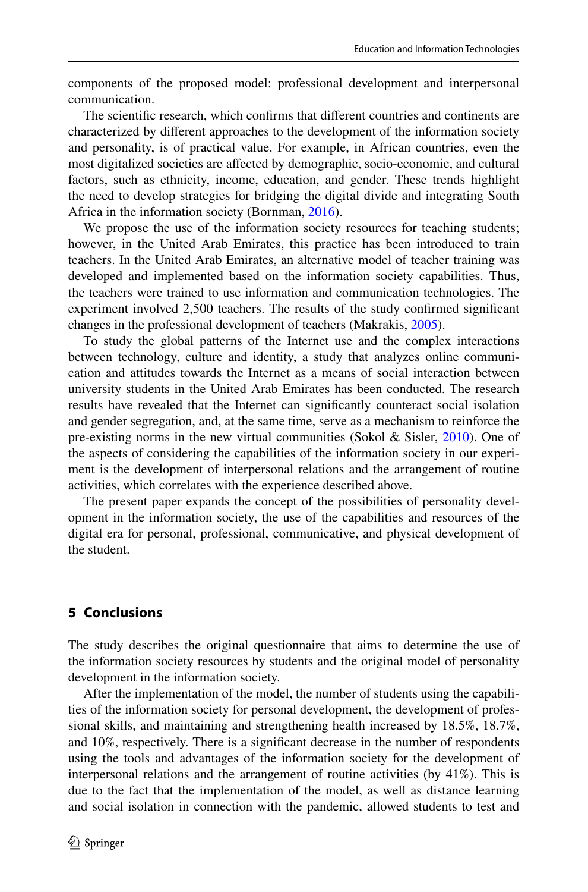components of the proposed model: professional development and interpersonal communication.

The scientific research, which confirms that different countries and continents are characterized by different approaches to the development of the information society and personality, is of practical value. For example, in African countries, even the most digitalized societies are affected by demographic, socio-economic, and cultural factors, such as ethnicity, income, education, and gender. These trends highlight the need to develop strategies for bridging the digital divide and integrating South Africa in the information society (Bornman, 2016).

We propose the use of the information society resources for teaching students; however, in the United Arab Emirates, this practice has been introduced to train teachers. In the United Arab Emirates, an alternative model of teacher training was developed and implemented based on the information society capabilities. Thus, the teachers were trained to use information and communication technologies. The experiment involved 2,500 teachers. The results of the study confirmed significant changes in the professional development of teachers (Makrakis, 2005).

To study the global patterns of the Internet use and the complex interactions between technology, culture and identity, a study that analyzes online communication and attitudes towards the Internet as a means of social interaction between university students in the United Arab Emirates has been conducted. The research results have revealed that the Internet can significantly counteract social isolation and gender segregation, and, at the same time, serve as a mechanism to reinforce the pre-existing norms in the new virtual communities (Sokol & Sisler, 2010). One of the aspects of considering the capabilities of the information society in our experiment is the development of interpersonal relations and the arrangement of routine activities, which correlates with the experience described above.

The present paper expands the concept of the possibilities of personality development in the information society, the use of the capabilities and resources of the digital era for personal, professional, communicative, and physical development of the student.

## 5 Conclusions

The study describes the original questionnaire that aims to determine the use of the information society resources by students and the original model of personality development in the information society.

After the implementation of the model, the number of students using the capabilities of the information society for personal development, the development of professional skills, and maintaining and strengthening health increased by 18.5%, 18.7%, and 10%, respectively. There is a significant decrease in the number of respondents using the tools and advantages of the information society for the development of interpersonal relations and the arrangement of routine activities (by 41%). This is due to the fact that the implementation of the model, as well as distance learning and social isolation in connection with the pandemic, allowed students to test and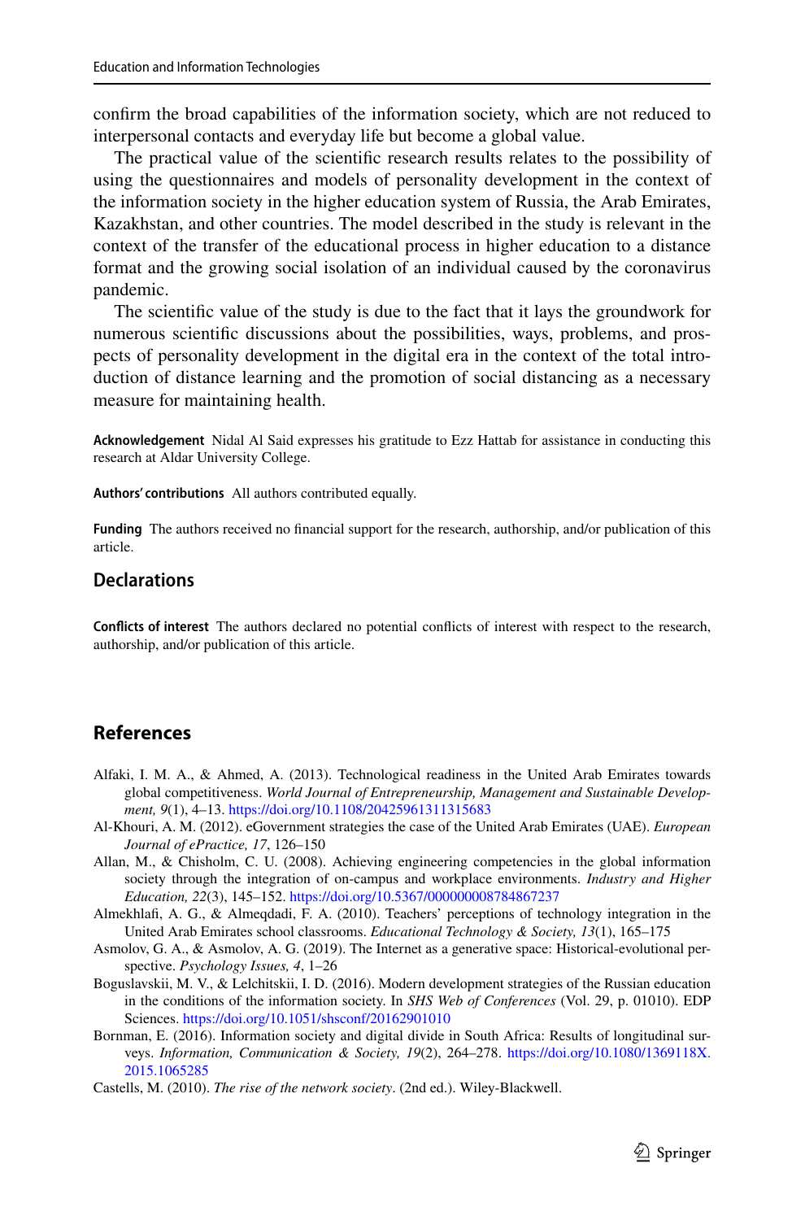confirm the broad capabilities of the information society, which are not reduced to interpersonal contacts and everyday life but become a global value.

The practical value of the scientific research results relates to the possibility of using the questionnaires and models of personality development in the context of the information society in the higher education system of Russia, the Arab Emirates, Kazakhstan, and other countries. The model described in the study is relevant in the context of the transfer of the educational process in higher education to a distance format and the growing social isolation of an individual caused by the coronavirus pandemic.

The scientific value of the study is due to the fact that it lays the groundwork for numerous scientific discussions about the possibilities, ways, problems, and prospects of personality development in the digital era in the context of the total introduction of distance learning and the promotion of social distancing as a necessary measure for maintaining health.

**Acknowledgement** Nidal Al Said expresses his gratitude to Ezz Hattab for assistance in conducting this research at Aldar University College.

**Authors' contributions** All authors contributed equally.

**Funding** The authors received no financial support for the research, authorship, and/or publication of this article.

## Declarations

**Conflicts of interest** The authors declared no potential conflicts of interest with respect to the research, authorship, and/or publication of this article.

## References

Alfaki, I. M. A., & Ahmed, A. (2013). Technological readiness in the United Arab Emirates towards global competitiveness. *World Journal of Entrepreneurship, Management and Sustainable Development, 9*(1), 4–13. https://doi.org/10.1108/20425961311315683

Al-Khouri, A. M. (2012). eGovernment strategies the case of the United Arab Emirates (UAE). *European Journal of ePractice, 17*, 126–150

Allan, M., & Chisholm, C. U. (2008). Achieving engineering competencies in the global information society through the integration of on-campus and workplace environments. *Industry and Higher Education, 22*(3), 145–152. https://doi.org/10.5367/000000008784867237

Almekhlafi, A. G., & Almeqdadi, F. A. (2010). Teachers' perceptions of technology integration in the United Arab Emirates school classrooms. *Educational Technology & Society, 13*(1), 165–175

Asmolov, G. A., & Asmolov, A. G. (2019). The Internet as a generative space: Historical-evolutional perspective. *Psychology Issues, 4*, 1–26

Boguslavskii, M. V., & Lelchitskii, I. D. (2016). Modern development strategies of the Russian education in the conditions of the information society. In *SHS Web of Conferences* (Vol. 29, p. 01010). EDP Sciences. https://doi.org/10.1051/shsconf/20162901010

Bornman, E. (2016). Information society and digital divide in South Africa: Results of longitudinal surveys. *Information, Communication & Society, 19*(2), 264–278. https://doi.org/10.1080/1369118X.2015.1065285

Castells, M. (2010). *The rise of the network society*. (2nd ed.). Wiley-Blackwell.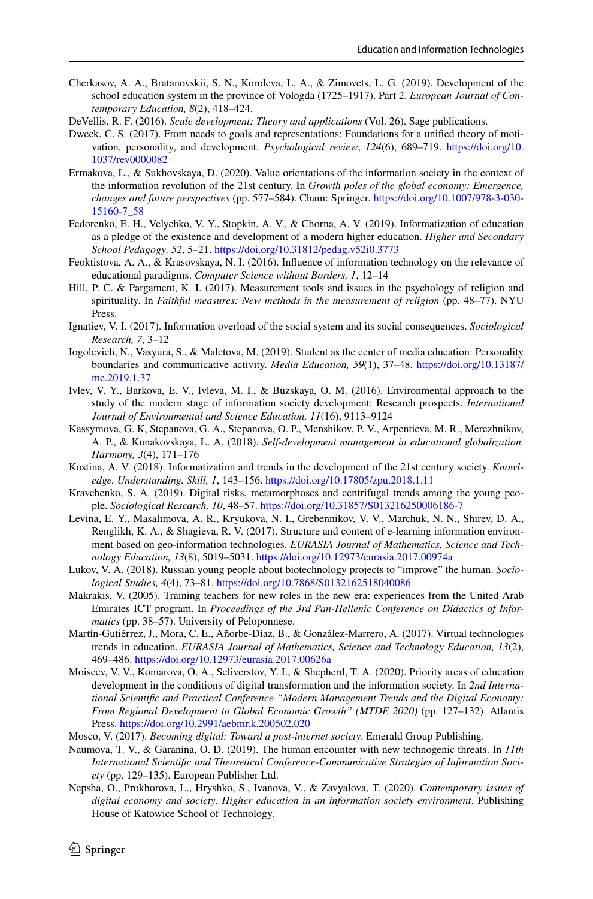Cherkasov, A. A., Bratanovskii, S. N., Koroleva, L. A., & Zimovets, L. G. (2019). Development of the school education system in the province of Vologda (1725–1917). Part 2. *European Journal of Contemporary Education, 8*(2), 418–424.

DeVellis, R. F. (2016). *Scale development: Theory and applications* (Vol. 26). Sage publications.

Dweck, C. S. (2017). From needs to goals and representations: Foundations for a unified theory of motivation, personality, and development. *Psychological review*, *124*(6), 689–719. https://doi.org/10.1037/rev0000082

Ermakova, L., & Sukhovskaya, D. (2020). Value orientations of the information society in the context of the information revolution of the 21st century. In *Growth poles of the global economy: Emergence, changes and future perspectives* (pp. 577–584). Cham: Springer. https://doi.org/10.1007/978-3-030-15160-7_58

Fedorenko, E. H., Velychko, V. Y., Stopkin, A. V., & Chorna, A. V. (2019). Informatization of education as a pledge of the existence and development of a modern higher education. *Higher and Secondary School Pedagogy, 52*, 5–21. https://doi.org/10.31812/pedag.v52i0.3773

Feoktistova, A. A., & Krasovskaya, N. I. (2016). Influence of information technology on the relevance of educational paradigms. *Computer Science without Borders, 1*, 12–14

Hill, P. C. & Pargament, K. I. (2017). Measurement tools and issues in the psychology of religion and spirituality. In *Faithful measures: New methods in the measurement of religion* (pp. 48–77). NYU Press.

Ignatiev, V. I. (2017). Information overload of the social system and its social consequences. *Sociological Research, 7*, 3–12

Iogolevich, N., Vasyura, S., & Maletova, M. (2019). Student as the center of media education: Personality boundaries and communicative activity. *Media Education, 59*(1), 37–48. https://doi.org/10.13187/me.2019.1.37

Ivlev, V. Y., Barkova, E. V., Ivleva, M. I., & Buzskaya, O. M. (2016). Environmental approach to the study of the modern stage of information society development: Research prospects. *International Journal of Environmental and Science Education, 11*(16), 9113–9124

Kassymova, G. K, Stepanova, G. A., Stepanova, O. P., Menshikov, P. V., Arpentieva, M. R., Merezhnikov, A. P., & Kunakovskaya, L. A. (2018). *Self-development management in educational globalization. Harmony, 3*(4), 171–176

Kostina, A. V. (2018). Informatization and trends in the development of the 21st century society. *Knowledge. Understanding. Skill, 1*, 143–156. https://doi.org/10.17805/zpu.2018.1.11

Kravchenko, S. A. (2019). Digital risks, metamorphoses and centrifugal trends among the young people. *Sociological Research, 10*, 48–57. https://doi.org/10.31857/S013216250006186-7

Levina, E. Y., Masalimova, A. R., Kryukova, N. I., Grebennikov, V. V., Marchuk, N. N., Shirev, D. A., Renglikh, K. A., & Shagieva, R. V. (2017). Structure and content of e-learning information environment based on geo-information technologies. *EURASIA Journal of Mathematics, Science and Technology Education, 13*(8), 5019–5031. https://doi.org/10.12973/eurasia.2017.00974a

Lukov, V. A. (2018). Russian young people about biotechnology projects to "improve" the human. *Sociological Studies, 4*(4), 73–81. https://doi.org/10.7868/S0132162518040086

Makrakis, V. (2005). Training teachers for new roles in the new era: experiences from the United Arab Emirates ICT program. In *Proceedings of the 3rd Pan-Hellenic Conference on Didactics of Informatics* (pp. 38–57). University of Peloponnese.

Martín-Gutiérrez, J., Mora, C. E., Añorbe-Díaz, B., & González-Marrero, A. (2017). Virtual technologies trends in education. *EURASIA Journal of Mathematics, Science and Technology Education, 13*(2), 469–486. https://doi.org/10.12973/eurasia.2017.00626a

Moiseev, V. V., Komarova, O. A., Seliverstov, Y. I., & Shepherd, T. A. (2020). Priority areas of education development in the conditions of digital transformation and the information society. In *2nd International Scientific and Practical Conference "Modern Management Trends and the Digital Economy: From Regional Development to Global Economic Growth" (MTDE 2020)* (pp. 127–132). Atlantis Press. https://doi.org/10.2991/aebmr.k.200502.020

Mosco, V. (2017). *Becoming digital: Toward a post-internet society*. Emerald Group Publishing.

Naumova, T. V., & Garanina, O. D. (2019). The human encounter with new technogenic threats. In *11th International Scientific and Theoretical Conference-Communicative Strategies of Information Society* (pp. 129–135). European Publisher Ltd.

Nepsha, O., Prokhorova, L., Hryshko, S., Ivanova, V., & Zavyalova, T. (2020). *Contemporary issues of digital economy and society. Higher education in an information society environment*. Publishing House of Katowice School of Technology.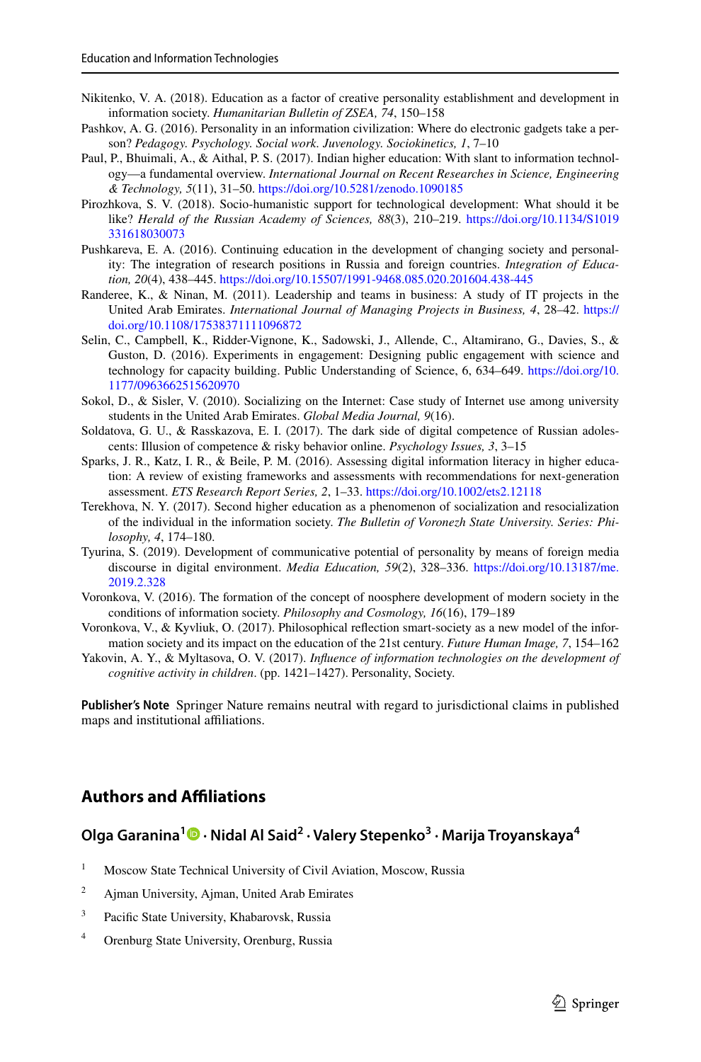Nikitenko, V. A. (2018). Education as a factor of creative personality establishment and development in information society. *Humanitarian Bulletin of ZSEA, 74*, 150–158

Pashkov, A. G. (2016). Personality in an information civilization: Where do electronic gadgets take a person? *Pedagogy. Psychology. Social work. Juvenology. Sociokinetics, 1*, 7–10

Paul, P., Bhuimali, A., & Aithal, P. S. (2017). Indian higher education: With slant to information technology—a fundamental overview. *International Journal on Recent Researches in Science, Engineering & Technology, 5*(11), 31–50. https://doi.org/10.5281/zenodo.1090185

Pirozhkova, S. V. (2018). Socio-humanistic support for technological development: What should it be like? *Herald of the Russian Academy of Sciences, 88*(3), 210–219. https://doi.org/10.1134/S1019331618030073

Pushkareva, E. A. (2016). Continuing education in the development of changing society and personality: The integration of research positions in Russia and foreign countries. *Integration of Education, 20*(4), 438–445. https://doi.org/10.15507/1991-9468.085.020.201604.438-445

Randeree, K., & Ninan, M. (2011). Leadership and teams in business: A study of IT projects in the United Arab Emirates. *International Journal of Managing Projects in Business, 4*, 28–42. https://doi.org/10.1108/17538371111096872

Selin, C., Campbell, K., Ridder-Vignone, K., Sadowski, J., Allende, C., Altamirano, G., Davies, S., & Guston, D. (2016). Experiments in engagement: Designing public engagement with science and technology for capacity building. Public Understanding of Science, 6, 634–649. https://doi.org/10.1177/0963662515620970

Sokol, D., & Sisler, V. (2010). Socializing on the Internet: Case study of Internet use among university students in the United Arab Emirates. *Global Media Journal, 9*(16).

Soldatova, G. U., & Rasskazova, E. I. (2017). The dark side of digital competence of Russian adolescents: Illusion of competence & risky behavior online. *Psychology Issues, 3*, 3–15

Sparks, J. R., Katz, I. R., & Beile, P. M. (2016). Assessing digital information literacy in higher education: A review of existing frameworks and assessments with recommendations for next-generation assessment. *ETS Research Report Series, 2*, 1–33. https://doi.org/10.1002/ets2.12118

Terekhova, N. Y. (2017). Second higher education as a phenomenon of socialization and resocialization of the individual in the information society. *The Bulletin of Voronezh State University. Series: Philosophy, 4*, 174–180.

Tyurina, S. (2019). Development of communicative potential of personality by means of foreign media discourse in digital environment. *Media Education, 59*(2), 328–336. https://doi.org/10.13187/me.2019.2.328

Voronkova, V. (2016). The formation of the concept of noosphere development of modern society in the conditions of information society. *Philosophy and Cosmology, 16*(16), 179–189

Voronkova, V., & Kyvliuk, O. (2017). Philosophical reflection smart-society as a new model of the information society and its impact on the education of the 21st century. *Future Human Image, 7*, 154–162

Yakovin, A. Y., & Myltasova, O. V. (2017). *Influence of information technologies on the development of cognitive activity in children*. (pp. 1421–1427). Personality, Society.

**Publisher's Note** Springer Nature remains neutral with regard to jurisdictional claims in published maps and institutional affiliations.

## Authors and Affiliations

### Olga Garanina[1] · Nidal Al Said[2] · Valery Stepenko[3] · Marija Troyanskaya[4]

[1] Moscow State Technical University of Civil Aviation, Moscow, Russia

[2] Ajman University, Ajman, United Arab Emirates

[3] Pacific State University, Khabarovsk, Russia

[4] Orenburg State University, Orenburg, Russia